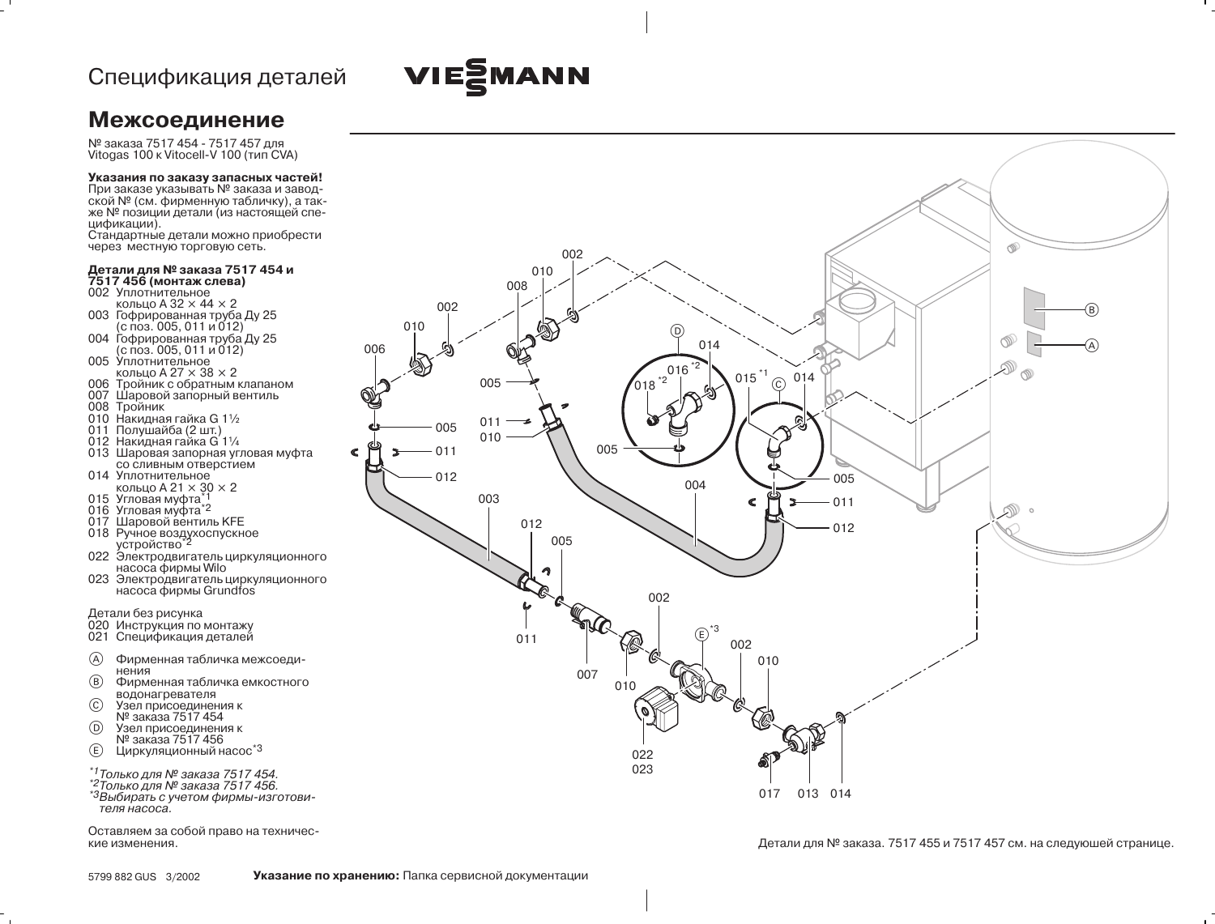Спецификация деталей

# Межсоединение

№ заказа 7517 454 - 7517 457 для Vitogas 100 к Vitocell-V 100 (тип CVA)

**Указания по заказу запасных частей!**
При заказе указывать № заказа и заводской № (см. фирменную табличку), а также № позиции детали (из настоящей спецификации).
Стандартные детали можно приобрести через местную торговую сеть.

**Детали для № заказа 7517 454 и 7517 456 (монтаж слева)**

- 002 Уплотнительное кольцо A 32 × 44 × 2
- 003 Гофрированная труба Ду 25 (с поз. 005, 011 и 012)
- 004 Гофрированная труба Ду 25 (с поз. 005, 011 и 012)
- 005 Уплотнительное кольцо A 27 × 38 × 2
- 006 Тройник с обратным клапаном
- 007 Шаровой запорный вентиль
- 008 Тройник
- 010 Накидная гайка G 1½
- 011 Полушайба (2 шт.)
- 012 Накидная гайка G 1¼
- 013 Шаровая запорная угловая муфта со сливным отверстием
- 014 Уплотнительное кольцо A 21 × 30 × 2
- 015 Угловая муфта*1
- 016 Угловая муфта*2
- 017 Шаровой вентиль KFE
- 018 Ручное воздухоспускное устройство*2
- 022 Электродвигатель циркуляционного насоса фирмы Wilo
- 023 Электродвигатель циркуляционного насоса фирмы Grundfos

Детали без рисунка

- 020 Инструкция по монтажу
- 021 Спецификация деталей

- Ⓐ Фирменная табличка межсоединения
- Ⓑ Фирменная табличка емкостного водонагревателя
- Ⓒ Узел присоединения к № заказа 7517 454
- Ⓓ Узел присоединения к № заказа 7517 456
- Ⓔ Циркуляционный насос*3

*\*1 Только для № заказа 7517 454.*
*\*2 Только для № заказа 7517 456.*
*\*3 Выбирать с учетом фирмы-изготовителя насоса.*

Оставляем за собой право на технические изменения.

Детали для № заказа. 7517 455 и 7517 457 см. на следующей странице.

5799 882 GUS 3/2002

**Указание по хранению:** Папка сервисной документации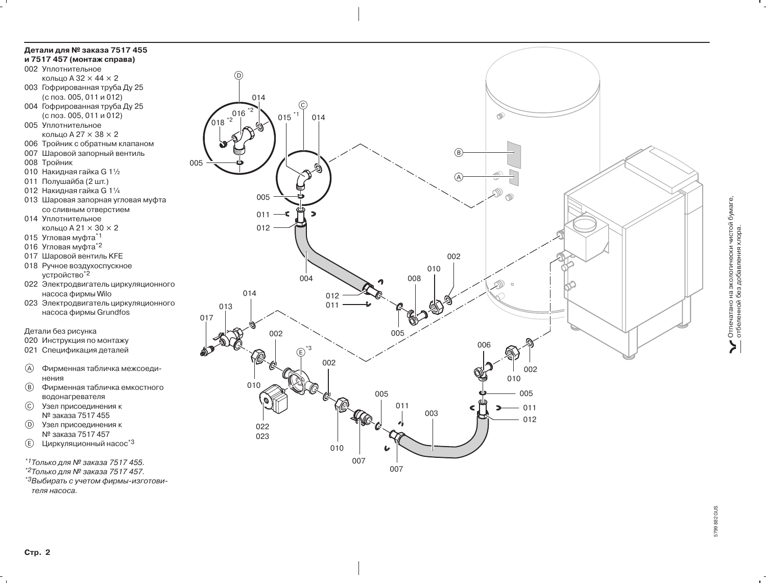**Детали для № заказа 7517 455 и 7517 457 (монтаж справа)**

002 Уплотнительное кольцо A 32 × 44 × 2
003 Гофрированная труба Ду 25 (с поз. 005, 011 и 012)
004 Гофрированная труба Ду 25 (с поз. 005, 011 и 012)
005 Уплотнительное кольцо A 27 × 38 × 2
006 Тройник с обратным клапаном
007 Шаровой запорный вентиль
008 Тройник
010 Накидная гайка G 1½
011 Полушайба (2 шт.)
012 Накидная гайка G 1¼
013 Шаровая запорная угловая муфта со сливным отверстием
014 Уплотнительное кольцо A 21 × 30 × 2
015 Угловая муфта*1
016 Угловая муфта*2
017 Шаровой вентиль KFE
018 Ручное воздухоспускное устройство*2
022 Электродвигатель циркуляционного насоса фирмы Wilo
023 Электродвигатель циркуляционного насоса фирмы Grundfos

Детали без рисунка
020 Инструкция по монтажу
021 Спецификация деталей

Ⓐ Фирменная табличка межсоединения
Ⓑ Фирменная табличка емкостного водонагревателя
Ⓒ Узел присоединения к № заказа 7517 455
Ⓓ Узел присоединения к № заказа 7517 457
Ⓔ Циркуляционный насос*3

*\*1Только для № заказа 7517 455.*
*\*2Только для № заказа 7517 457.*
*\*3Выбирать с учетом фирмы-изготовителя насоса.*

Ⓓ
018 *2
016 *2
014
005
Ⓒ
015 *1
014
005
011
012
004
012
011
Ⓑ
Ⓐ
002
010
008
005
014
013
017
002
010
Ⓔ*3
002
022
023
010
007
005
011
003
007
006
010
002
005
011
012

Отпечатано на экологически чистой бумаге, отбеленной без добавления хлора.

5799 882 GUS